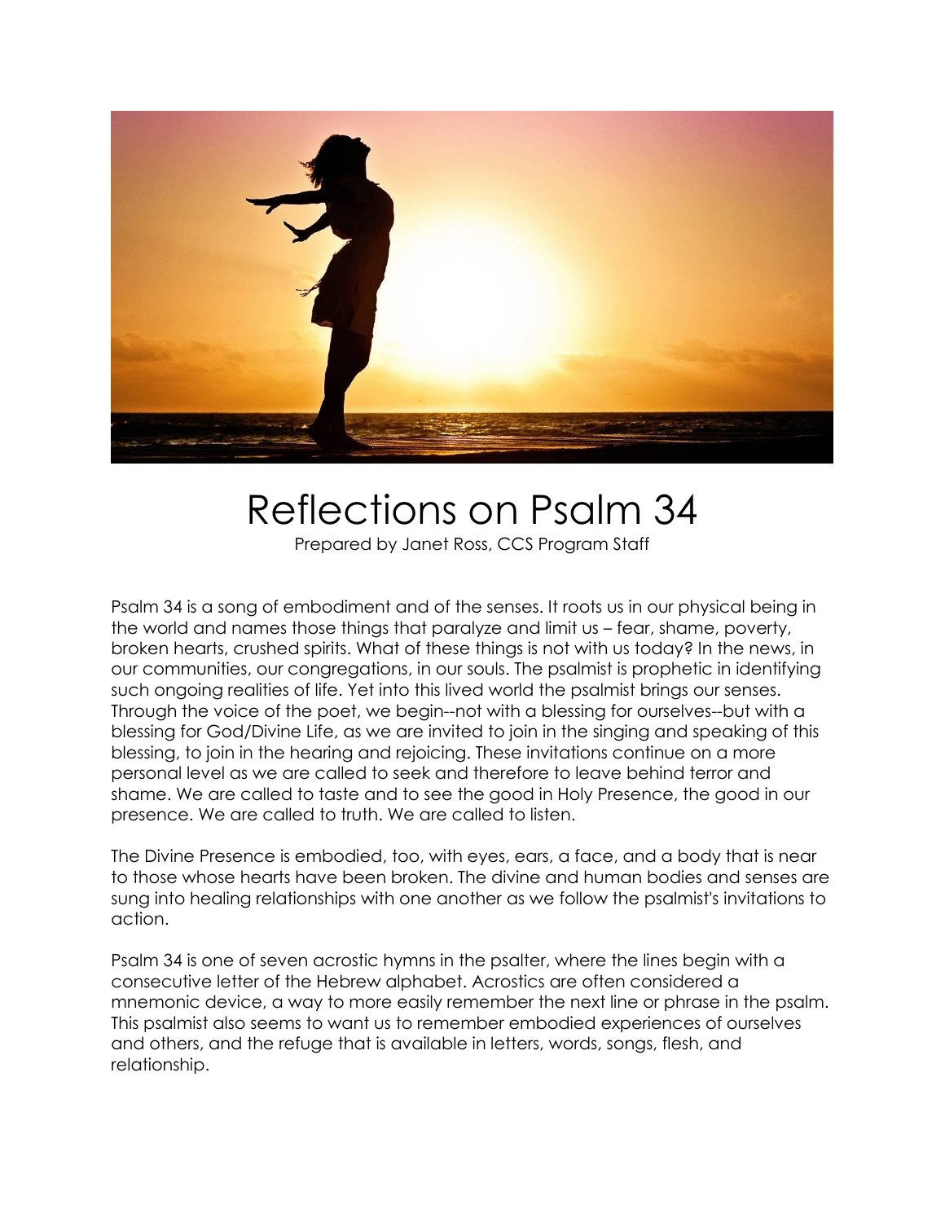# Reflections on Psalm 34

Prepared by Janet Ross, CCS Program Staff

Psalm 34 is a song of embodiment and of the senses. It roots us in our physical being in the world and names those things that paralyze and limit us – fear, shame, poverty, broken hearts, crushed spirits. What of these things is not with us today? In the news, in our communities, our congregations, in our souls. The psalmist is prophetic in identifying such ongoing realities of life. Yet into this lived world the psalmist brings our senses. Through the voice of the poet, we begin--not with a blessing for ourselves--but with a blessing for God/Divine Life, as we are invited to join in the singing and speaking of this blessing, to join in the hearing and rejoicing. These invitations continue on a more personal level as we are called to seek and therefore to leave behind terror and shame. We are called to taste and to see the good in Holy Presence, the good in our presence. We are called to truth. We are called to listen.

The Divine Presence is embodied, too, with eyes, ears, a face, and a body that is near to those whose hearts have been broken. The divine and human bodies and senses are sung into healing relationships with one another as we follow the psalmist's invitations to action.

Psalm 34 is one of seven acrostic hymns in the psalter, where the lines begin with a consecutive letter of the Hebrew alphabet. Acrostics are often considered a mnemonic device, a way to more easily remember the next line or phrase in the psalm. This psalmist also seems to want us to remember embodied experiences of ourselves and others, and the refuge that is available in letters, words, songs, flesh, and relationship.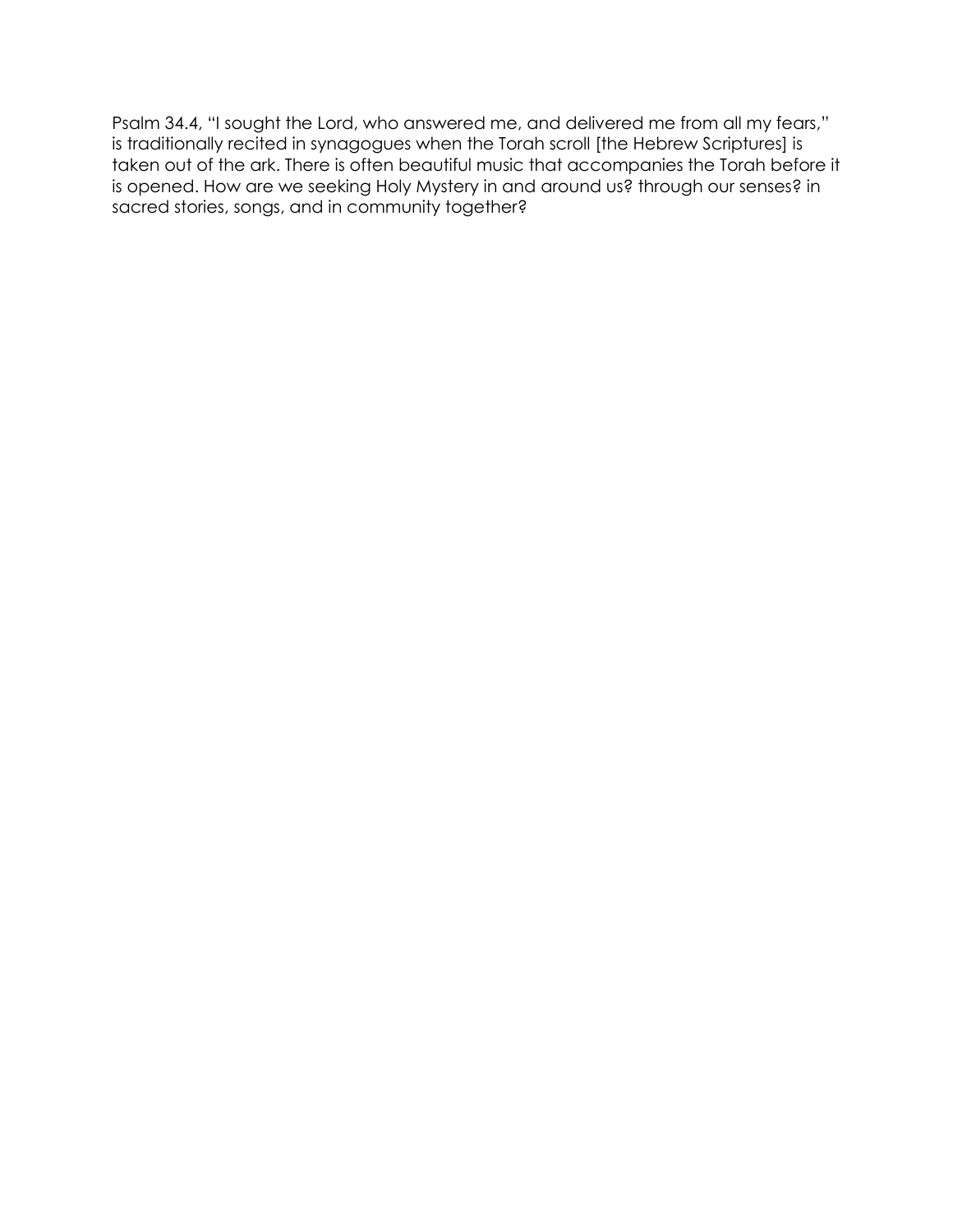Psalm 34.4, "I sought the Lord, who answered me, and delivered me from all my fears," is traditionally recited in synagogues when the Torah scroll [the Hebrew Scriptures] is taken out of the ark. There is often beautiful music that accompanies the Torah before it is opened. How are we seeking Holy Mystery in and around us? through our senses? in sacred stories, songs, and in community together?